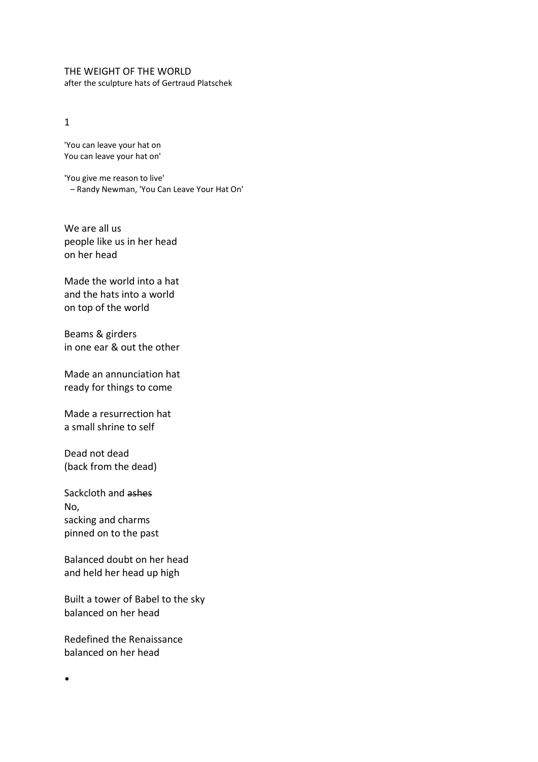# THE WEIGHT OF THE WORLD

after the sculpture hats of Gertraud Platschek

## 1

'You can leave your hat on  
You can leave your hat on'

'You give me reason to live'  
– Randy Newman, 'You Can Leave Your Hat On'

We are all us  
people like us in her head  
on her head

Made the world into a hat  
and the hats into a world  
on top of the world

Beams & girders  
in one ear & out the other

Made an annunciation hat  
ready for things to come

Made a resurrection hat  
a small shrine to self

Dead not dead  
(back from the dead)

Sackcloth and ~~ashes~~  
No,  
sacking and charms  
pinned on to the past

Balanced doubt on her head  
and held her head up high

Built a tower of Babel to the sky  
balanced on her head

Redefined the Renaissance  
balanced on her head

•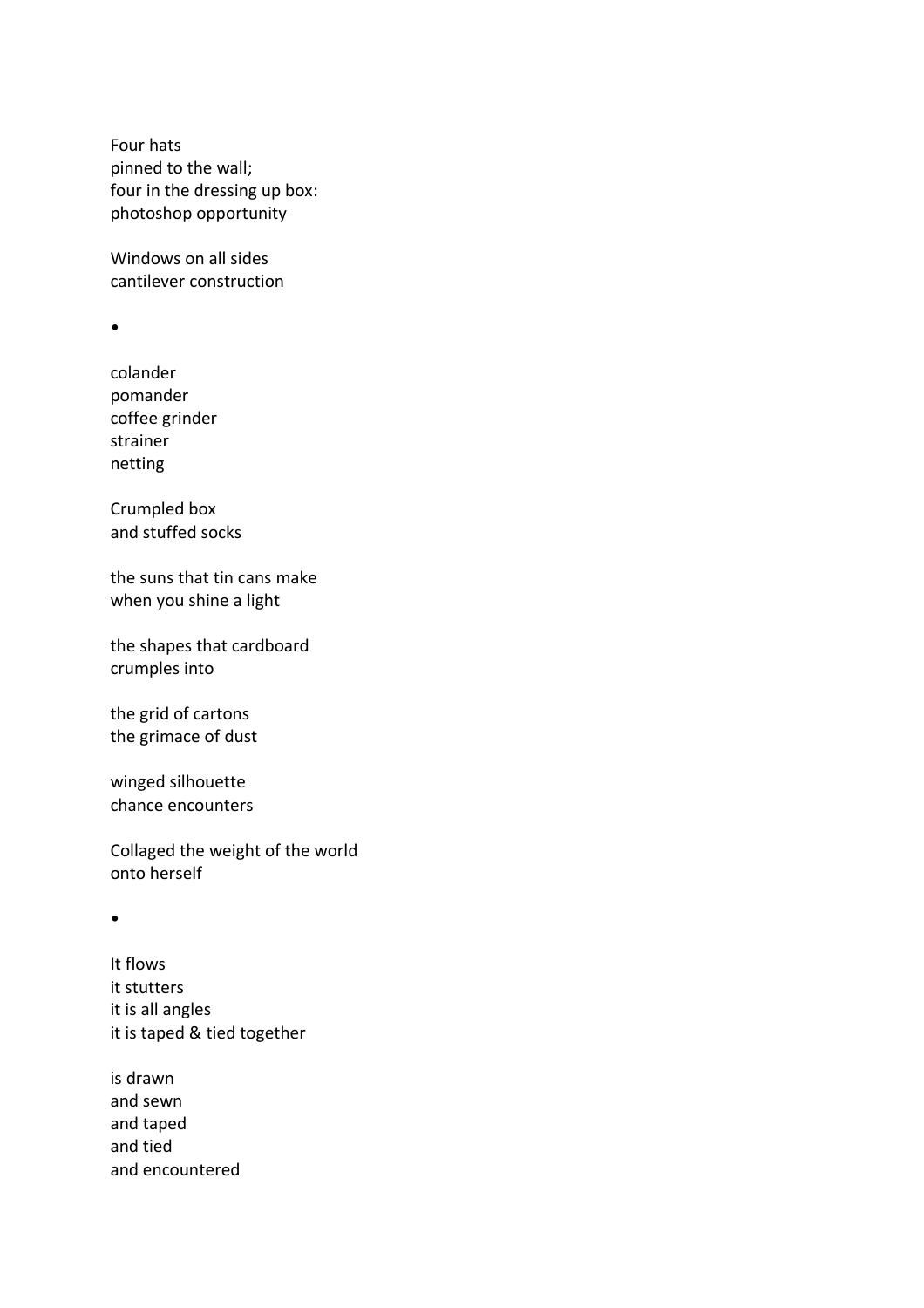Four hats  
pinned to the wall;  
four in the dressing up box:  
photoshop opportunity

Windows on all sides  
cantilever construction

•

colander  
pomander  
coffee grinder  
strainer  
netting

Crumpled box  
and stuffed socks

the suns that tin cans make  
when you shine a light

the shapes that cardboard  
crumples into

the grid of cartons  
the grimace of dust

winged silhouette  
chance encounters

Collaged the weight of the world  
onto herself

•

It flows  
it stutters  
it is all angles  
it is taped & tied together

is drawn  
and sewn  
and taped  
and tied  
and encountered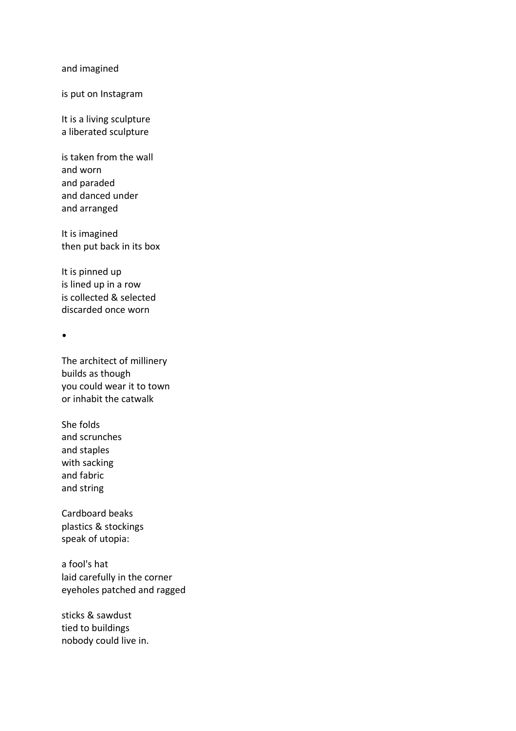and imagined

is put on Instagram

It is a living sculpture  
a liberated sculpture

is taken from the wall  
and worn  
and paraded  
and danced under  
and arranged

It is imagined  
then put back in its box

It is pinned up  
is lined up in a row  
is collected & selected  
discarded once worn

•

The architect of millinery  
builds as though  
you could wear it to town  
or inhabit the catwalk

She folds  
and scrunches  
and staples  
with sacking  
and fabric  
and string

Cardboard beaks  
plastics & stockings  
speak of utopia:

a fool's hat  
laid carefully in the corner  
eyeholes patched and ragged

sticks & sawdust  
tied to buildings  
nobody could live in.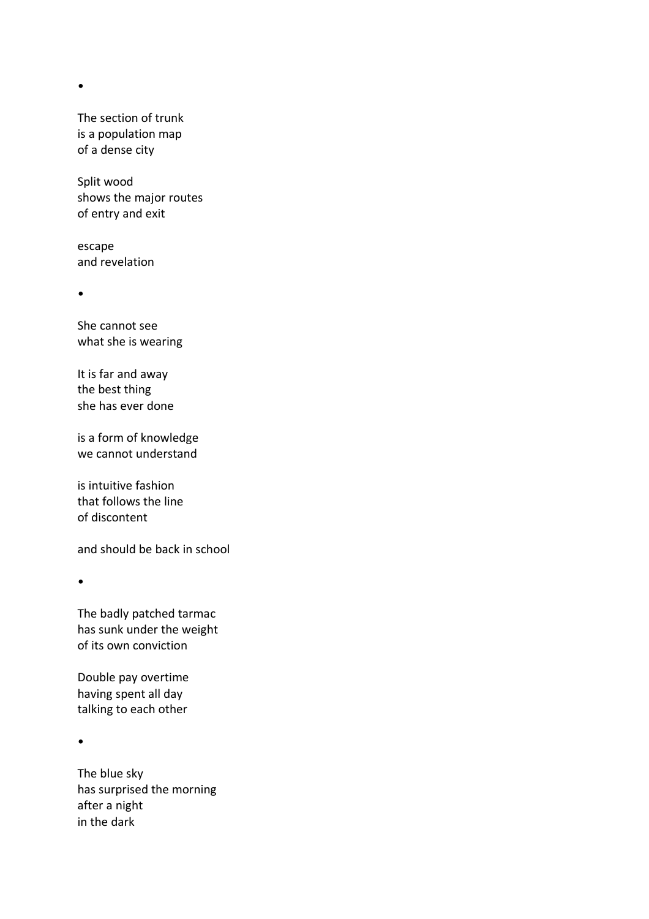•

The section of trunk
is a population map
of a dense city

Split wood
shows the major routes
of entry and exit

escape
and revelation

•

She cannot see
what she is wearing

It is far and away
the best thing
she has ever done

is a form of knowledge
we cannot understand

is intuitive fashion
that follows the line
of discontent

and should be back in school

•

The badly patched tarmac
has sunk under the weight
of its own conviction

Double pay overtime
having spent all day
talking to each other

•

The blue sky
has surprised the morning
after a night
in the dark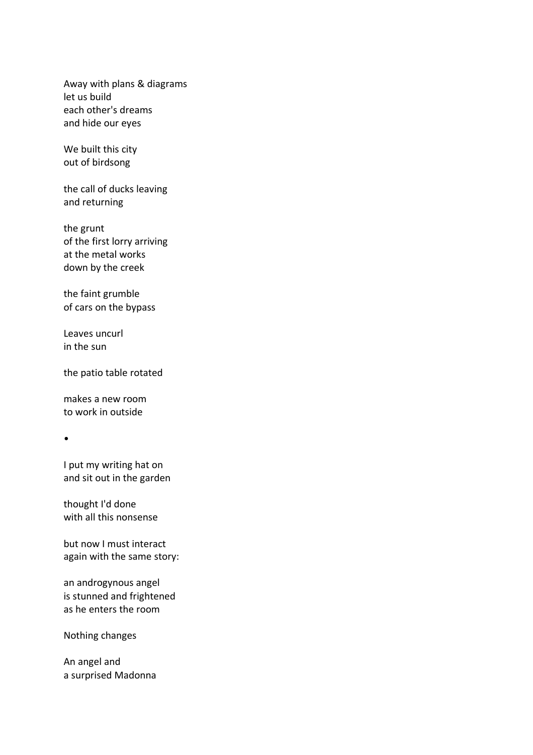Away with plans & diagrams  
let us build  
each other's dreams  
and hide our eyes

We built this city  
out of birdsong

the call of ducks leaving  
and returning

the grunt  
of the first lorry arriving  
at the metal works  
down by the creek

the faint grumble  
of cars on the bypass

Leaves uncurl  
in the sun

the patio table rotated

makes a new room  
to work in outside

•

I put my writing hat on  
and sit out in the garden

thought I'd done  
with all this nonsense

but now I must interact  
again with the same story:

an androgynous angel  
is stunned and frightened  
as he enters the room

Nothing changes

An angel and  
a surprised Madonna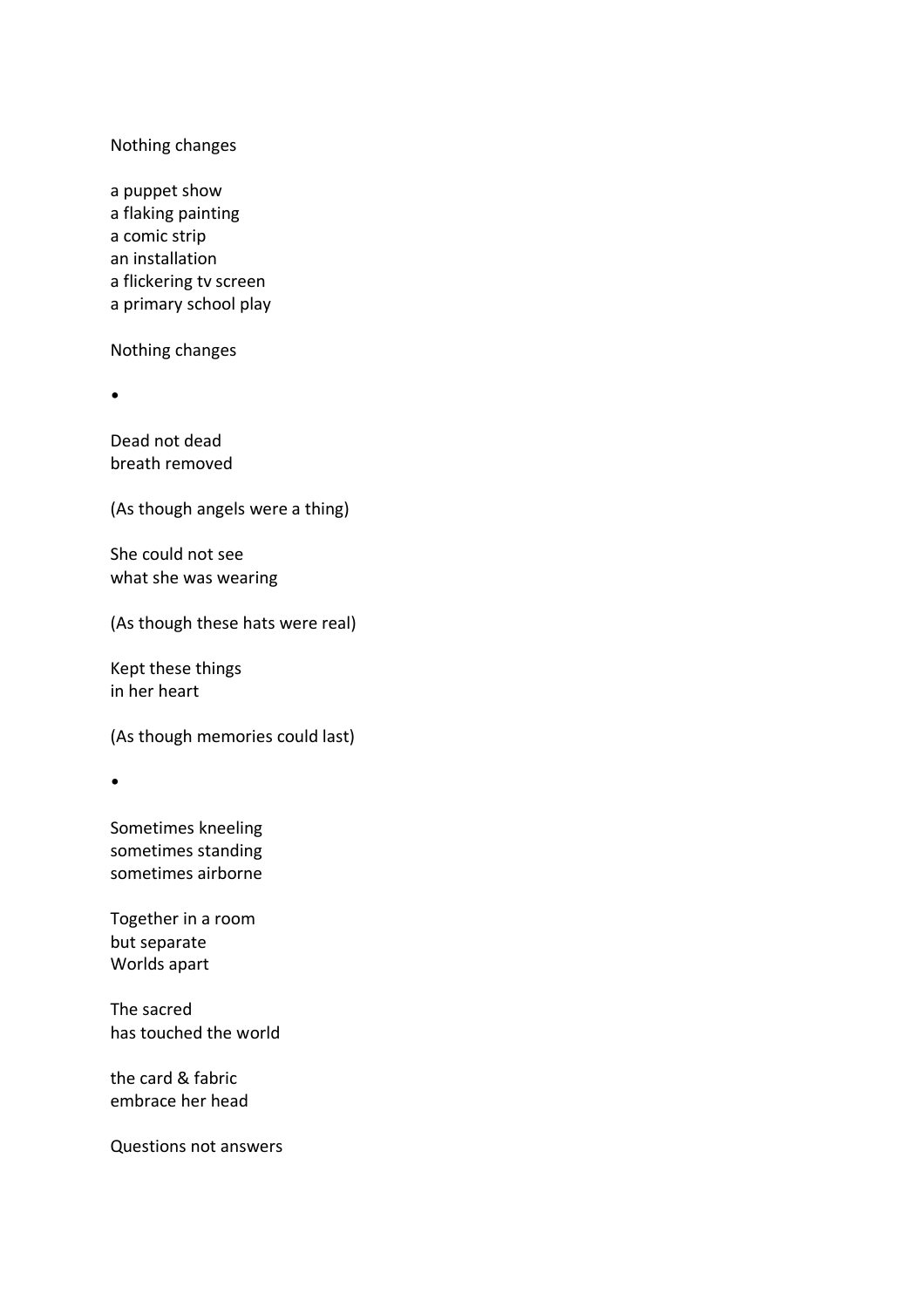Nothing changes

a puppet show  
a flaking painting  
a comic strip  
an installation  
a flickering tv screen  
a primary school play

Nothing changes

•

Dead not dead  
breath removed

(As though angels were a thing)

She could not see  
what she was wearing

(As though these hats were real)

Kept these things  
in her heart

(As though memories could last)

•

Sometimes kneeling  
sometimes standing  
sometimes airborne

Together in a room  
but separate  
Worlds apart

The sacred  
has touched the world

the card & fabric  
embrace her head

Questions not answers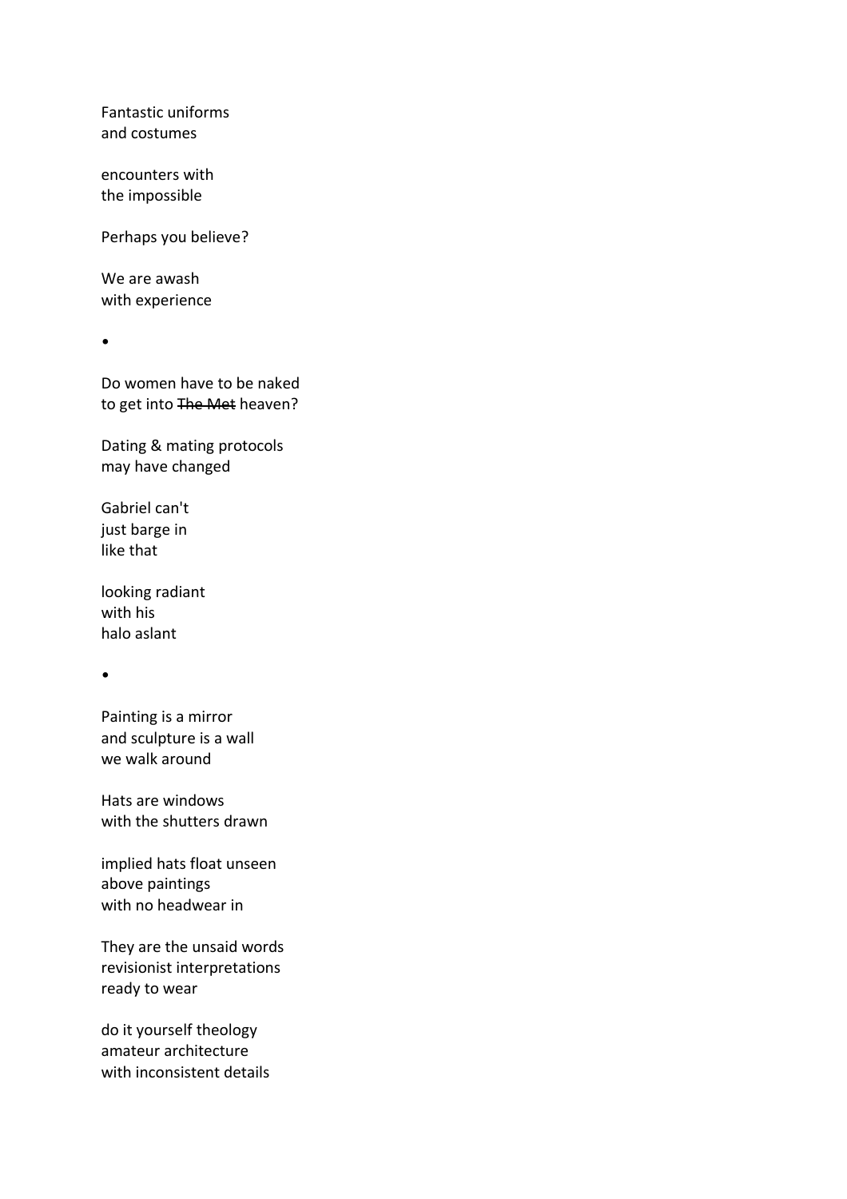Fantastic uniforms  
and costumes

encounters with  
the impossible

Perhaps you believe?

We are awash  
with experience

•

Do women have to be naked  
to get into ~~The Met~~ heaven?

Dating & mating protocols  
may have changed

Gabriel can't  
just barge in  
like that

looking radiant  
with his  
halo aslant

•

Painting is a mirror  
and sculpture is a wall  
we walk around

Hats are windows  
with the shutters drawn

implied hats float unseen  
above paintings  
with no headwear in

They are the unsaid words  
revisionist interpretations  
ready to wear

do it yourself theology  
amateur architecture  
with inconsistent details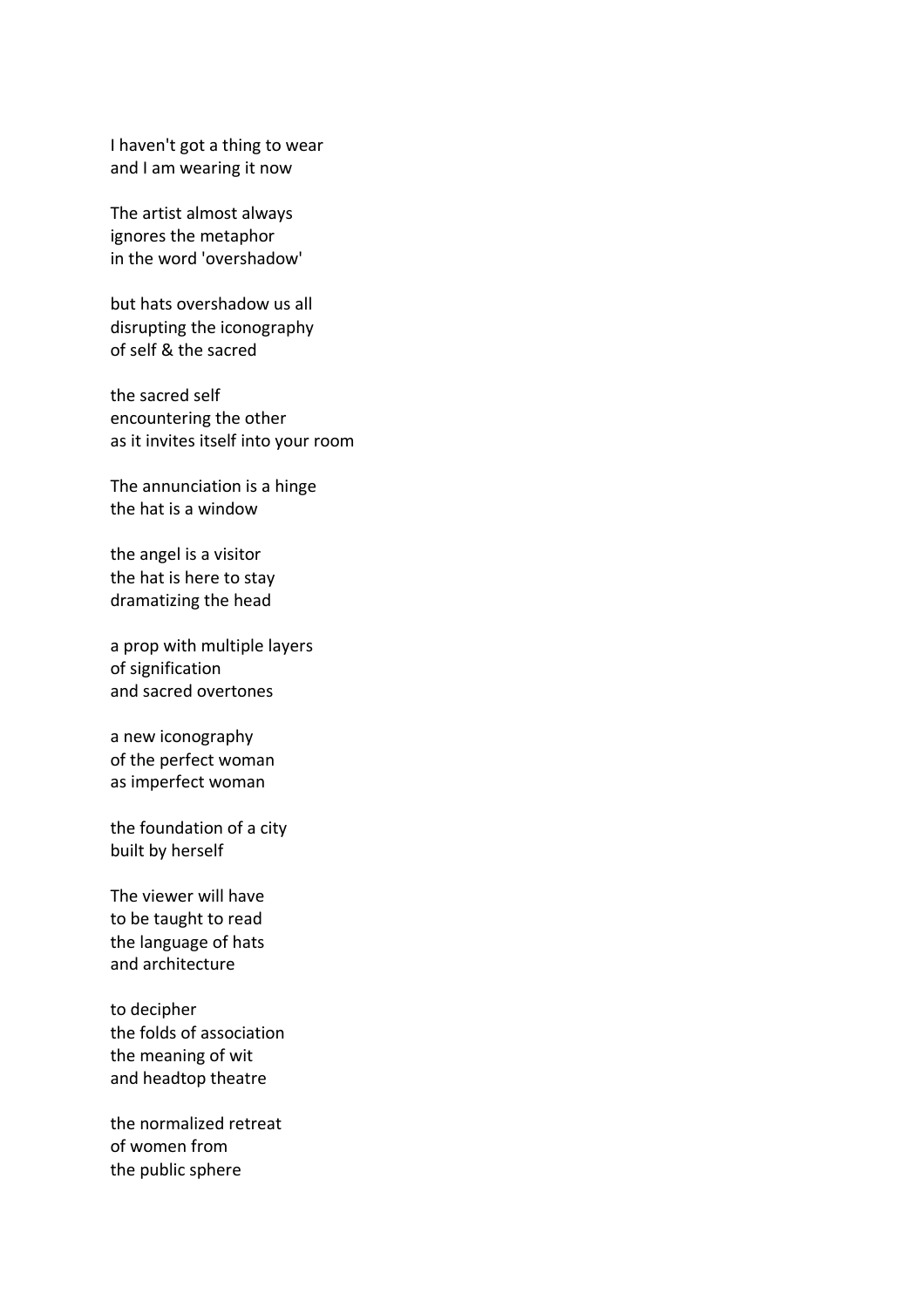I haven't got a thing to wear
and I am wearing it now

The artist almost always
ignores the metaphor
in the word 'overshadow'

but hats overshadow us all
disrupting the iconography
of self & the sacred

the sacred self
encountering the other
as it invites itself into your room

The annunciation is a hinge
the hat is a window

the angel is a visitor
the hat is here to stay
dramatizing the head

a prop with multiple layers
of signification
and sacred overtones

a new iconography
of the perfect woman
as imperfect woman

the foundation of a city
built by herself

The viewer will have
to be taught to read
the language of hats
and architecture

to decipher
the folds of association
the meaning of wit
and headtop theatre

the normalized retreat
of women from
the public sphere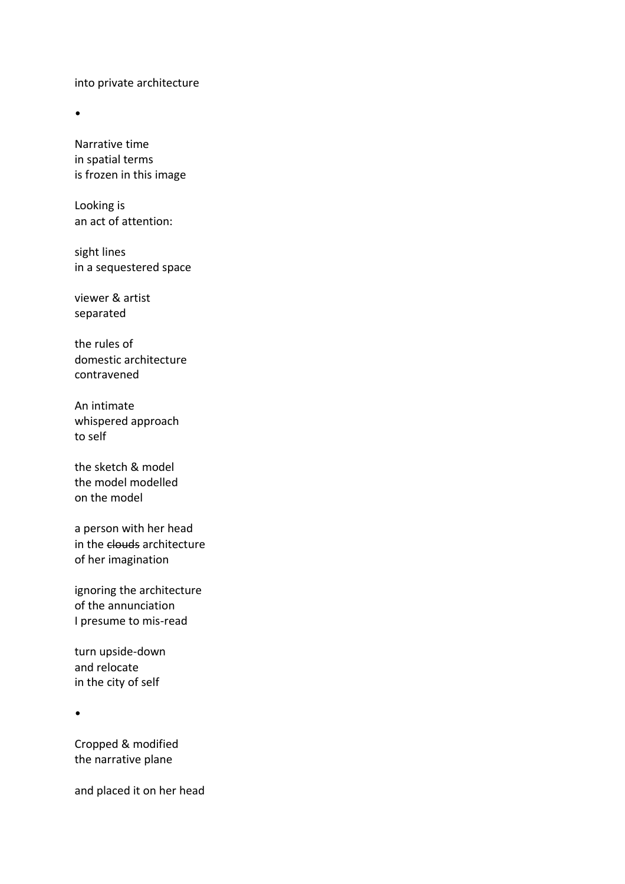into private architecture

•

Narrative time  
in spatial terms  
is frozen in this image

Looking is  
an act of attention:

sight lines  
in a sequestered space

viewer & artist  
separated

the rules of  
domestic architecture  
contravened

An intimate  
whispered approach  
to self

the sketch & model  
the model modelled  
on the model

a person with her head  
in the ~~clouds~~ architecture  
of her imagination

ignoring the architecture  
of the annunciation  
I presume to mis-read

turn upside-down  
and relocate  
in the city of self

•

Cropped & modified  
the narrative plane

and placed it on her head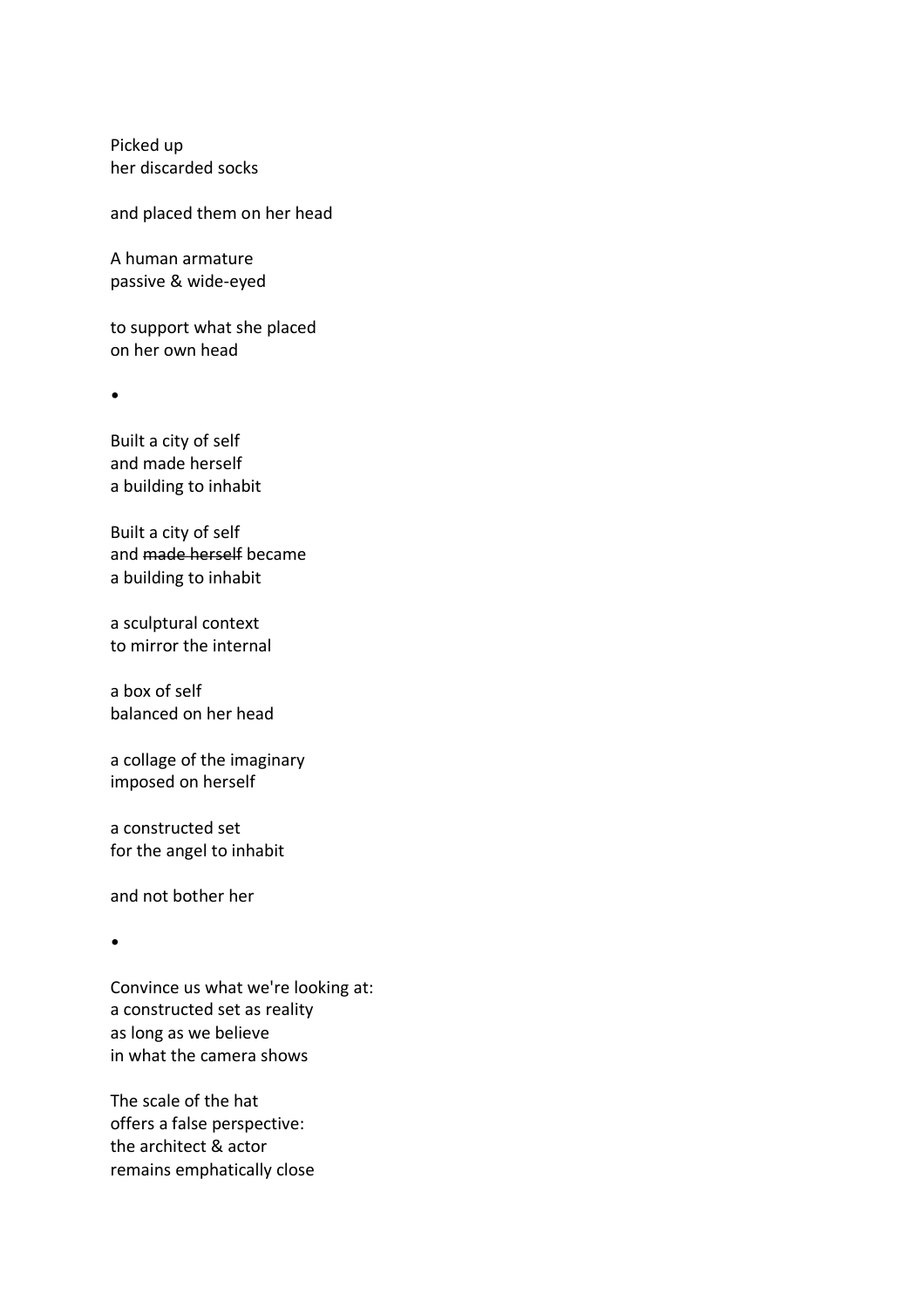Picked up  
her discarded socks

and placed them on her head

A human armature  
passive & wide-eyed

to support what she placed  
on her own head

•

Built a city of self  
and made herself  
a building to inhabit

Built a city of self  
and ~~made herself~~ became  
a building to inhabit

a sculptural context  
to mirror the internal

a box of self  
balanced on her head

a collage of the imaginary  
imposed on herself

a constructed set  
for the angel to inhabit

and not bother her

•

Convince us what we're looking at:  
a constructed set as reality  
as long as we believe  
in what the camera shows

The scale of the hat  
offers a false perspective:  
the architect & actor  
remains emphatically close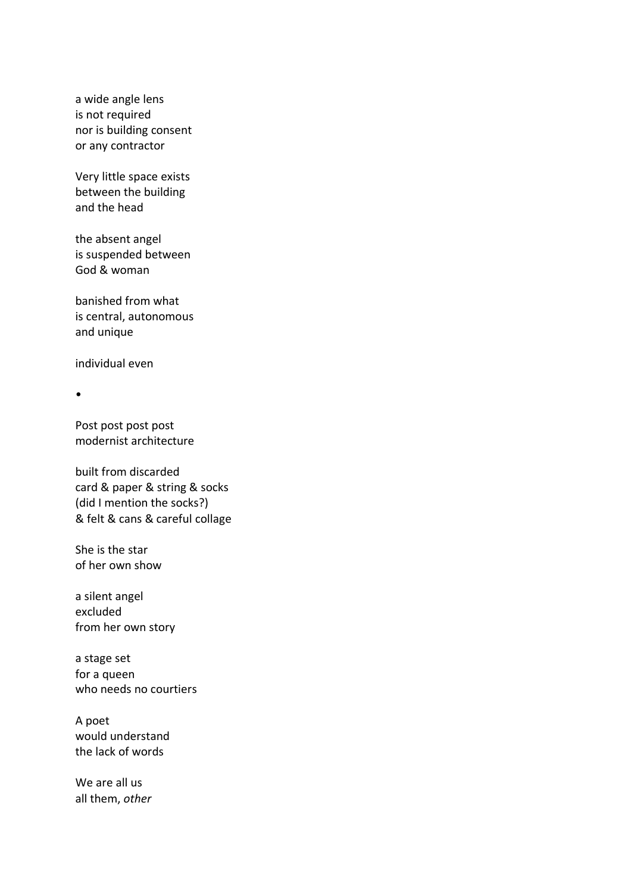a wide angle lens  
is not required  
nor is building consent  
or any contractor

Very little space exists  
between the building  
and the head

the absent angel  
is suspended between  
God & woman

banished from what  
is central, autonomous  
and unique

individual even

•

Post post post post  
modernist architecture

built from discarded  
card & paper & string & socks  
(did I mention the socks?)  
& felt & cans & careful collage

She is the star  
of her own show

a silent angel  
excluded  
from her own story

a stage set  
for a queen  
who needs no courtiers

A poet  
would understand  
the lack of words

We are all us  
all them, *other*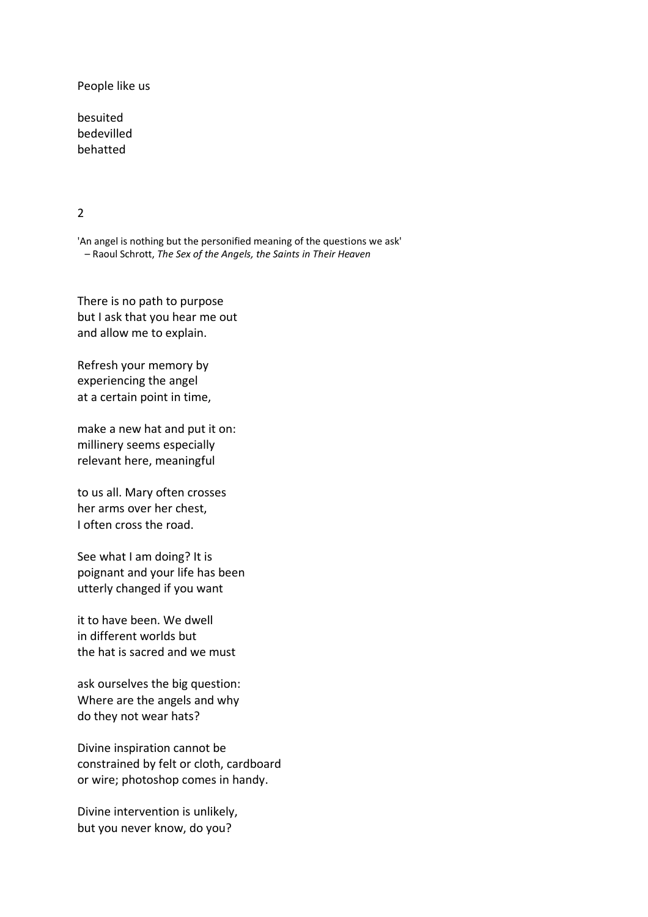People like us

besuited  
bedevilled  
behatted

2

'An angel is nothing but the personified meaning of the questions we ask'  
– Raoul Schrott, *The Sex of the Angels, the Saints in Their Heaven*

There is no path to purpose  
but I ask that you hear me out  
and allow me to explain.

Refresh your memory by  
experiencing the angel  
at a certain point in time,

make a new hat and put it on:  
millinery seems especially  
relevant here, meaningful

to us all. Mary often crosses  
her arms over her chest,  
I often cross the road.

See what I am doing? It is  
poignant and your life has been  
utterly changed if you want

it to have been. We dwell  
in different worlds but  
the hat is sacred and we must

ask ourselves the big question:  
Where are the angels and why  
do they not wear hats?

Divine inspiration cannot be  
constrained by felt or cloth, cardboard  
or wire; photoshop comes in handy.

Divine intervention is unlikely,  
but you never know, do you?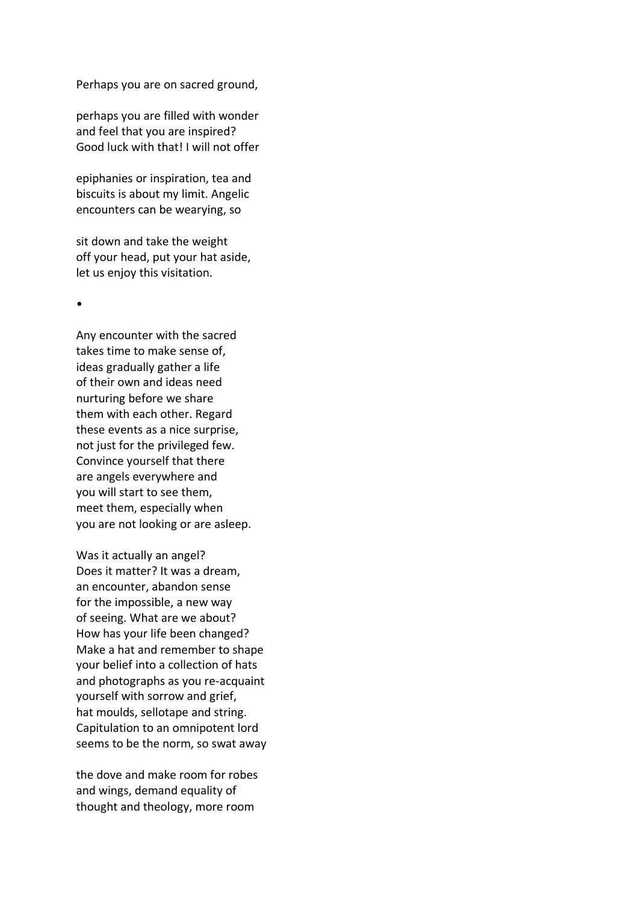Perhaps you are on sacred ground,

perhaps you are filled with wonder  
and feel that you are inspired?  
Good luck with that! I will not offer

epiphanies or inspiration, tea and  
biscuits is about my limit. Angelic  
encounters can be wearying, so

sit down and take the weight  
off your head, put your hat aside,  
let us enjoy this visitation.

•

Any encounter with the sacred  
takes time to make sense of,  
ideas gradually gather a life  
of their own and ideas need  
nurturing before we share  
them with each other. Regard  
these events as a nice surprise,  
not just for the privileged few.  
Convince yourself that there  
are angels everywhere and  
you will start to see them,  
meet them, especially when  
you are not looking or are asleep.

Was it actually an angel?  
Does it matter? It was a dream,  
an encounter, abandon sense  
for the impossible, a new way  
of seeing. What are we about?  
How has your life been changed?  
Make a hat and remember to shape  
your belief into a collection of hats  
and photographs as you re-acquaint  
yourself with sorrow and grief,  
hat moulds, sellotape and string.  
Capitulation to an omnipotent lord  
seems to be the norm, so swat away

the dove and make room for robes  
and wings, demand equality of  
thought and theology, more room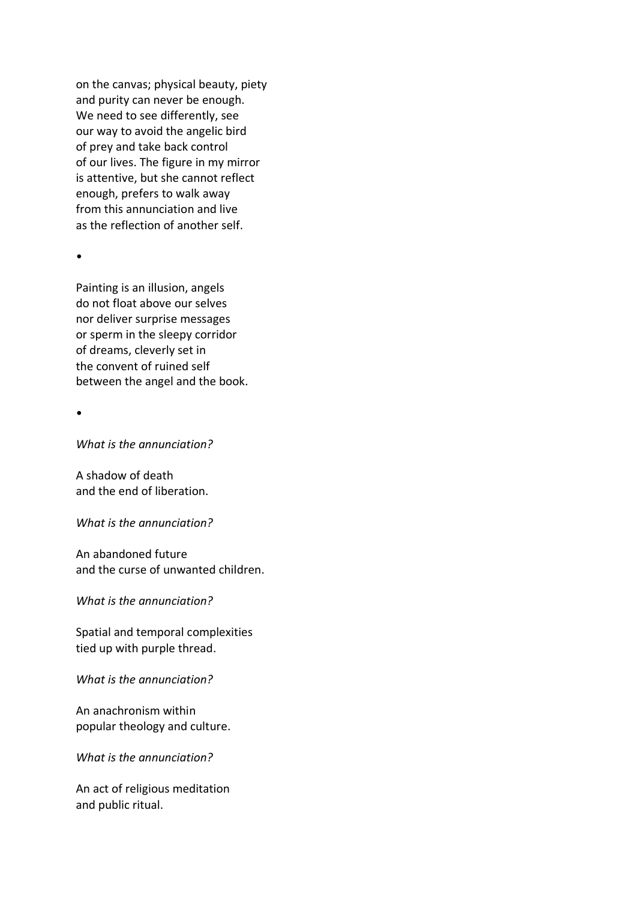on the canvas; physical beauty, piety
and purity can never be enough.
We need to see differently, see
our way to avoid the angelic bird
of prey and take back control
of our lives. The figure in my mirror
is attentive, but she cannot reflect
enough, prefers to walk away
from this annunciation and live
as the reflection of another self.

•

Painting is an illusion, angels
do not float above our selves
nor deliver surprise messages
or sperm in the sleepy corridor
of dreams, cleverly set in
the convent of ruined self
between the angel and the book.

•

*What is the annunciation?*

A shadow of death
and the end of liberation.

*What is the annunciation?*

An abandoned future
and the curse of unwanted children.

*What is the annunciation?*

Spatial and temporal complexities
tied up with purple thread.

*What is the annunciation?*

An anachronism within
popular theology and culture.

*What is the annunciation?*

An act of religious meditation
and public ritual.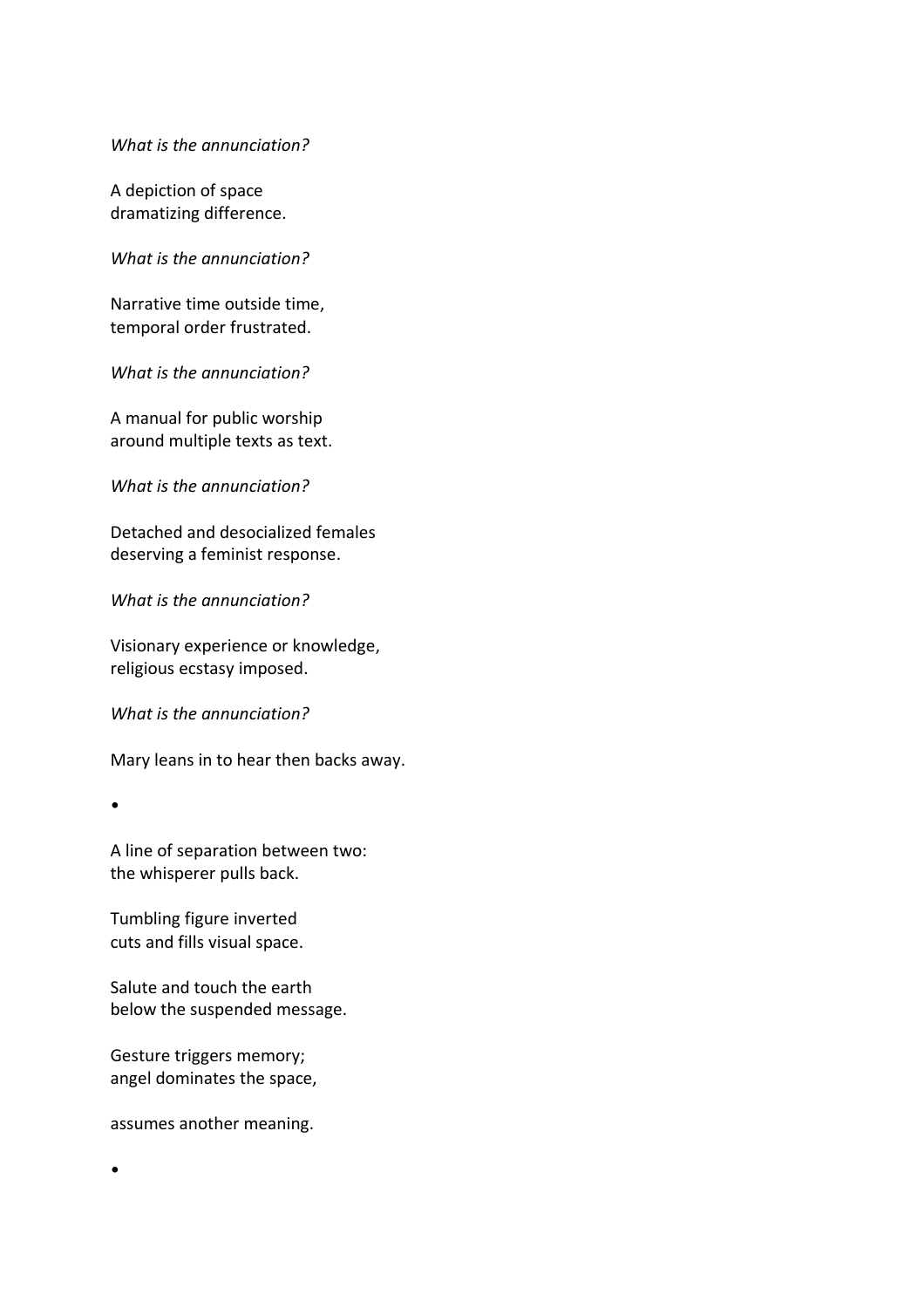*What is the annunciation?*

A depiction of space
dramatizing difference.

*What is the annunciation?*

Narrative time outside time,
temporal order frustrated.

*What is the annunciation?*

A manual for public worship
around multiple texts as text.

*What is the annunciation?*

Detached and desocialized females
deserving a feminist response.

*What is the annunciation?*

Visionary experience or knowledge,
religious ecstasy imposed.

*What is the annunciation?*

Mary leans in to hear then backs away.

•

A line of separation between two:
the whisperer pulls back.

Tumbling figure inverted
cuts and fills visual space.

Salute and touch the earth
below the suspended message.

Gesture triggers memory;
angel dominates the space,

assumes another meaning.

•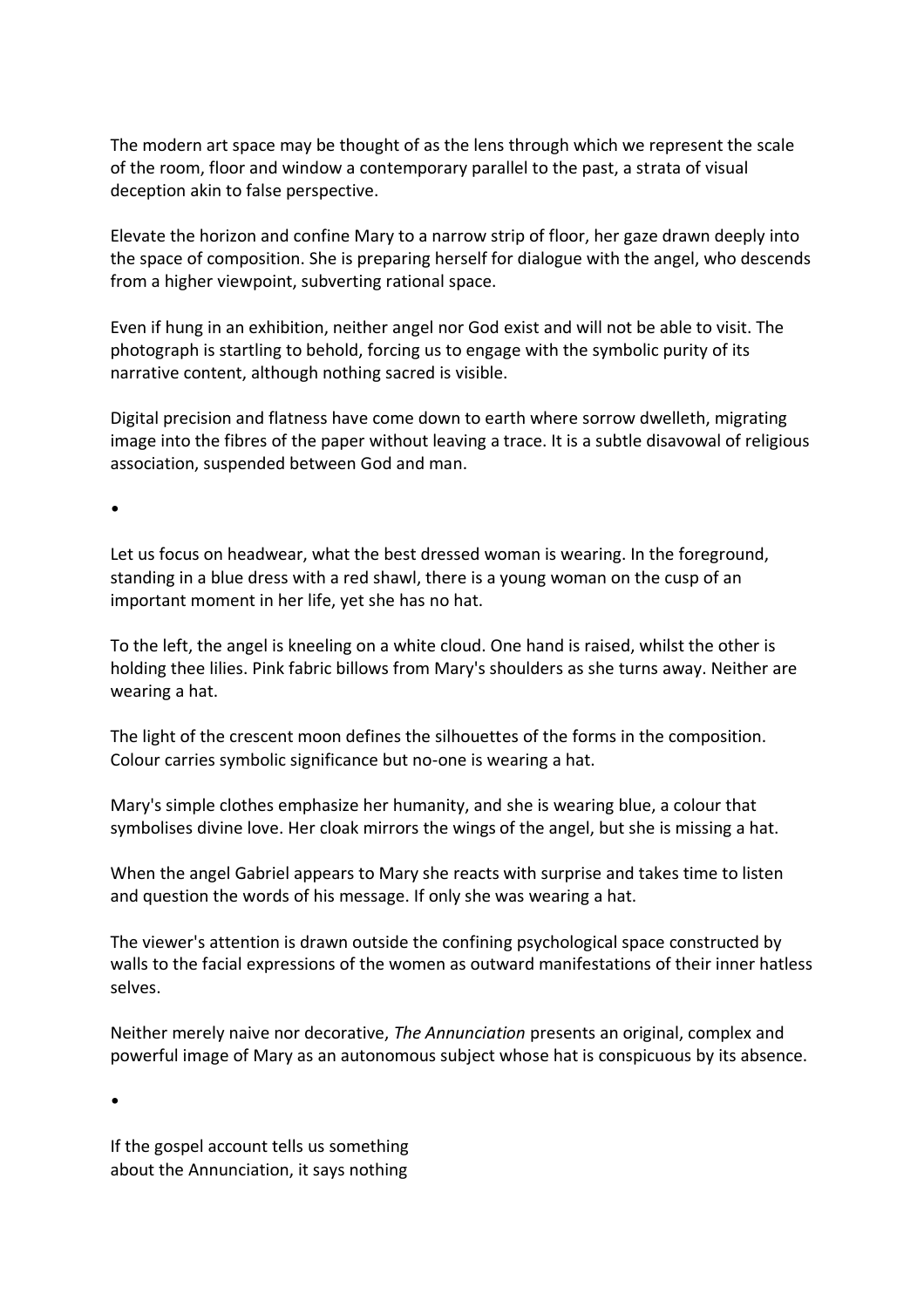The modern art space may be thought of as the lens through which we represent the scale of the room, floor and window a contemporary parallel to the past, a strata of visual deception akin to false perspective.

Elevate the horizon and confine Mary to a narrow strip of floor, her gaze drawn deeply into the space of composition. She is preparing herself for dialogue with the angel, who descends from a higher viewpoint, subverting rational space.

Even if hung in an exhibition, neither angel nor God exist and will not be able to visit. The photograph is startling to behold, forcing us to engage with the symbolic purity of its narrative content, although nothing sacred is visible.

Digital precision and flatness have come down to earth where sorrow dwelleth, migrating image into the fibres of the paper without leaving a trace. It is a subtle disavowal of religious association, suspended between God and man.

•

Let us focus on headwear, what the best dressed woman is wearing. In the foreground, standing in a blue dress with a red shawl, there is a young woman on the cusp of an important moment in her life, yet she has no hat.

To the left, the angel is kneeling on a white cloud. One hand is raised, whilst the other is holding thee lilies. Pink fabric billows from Mary's shoulders as she turns away. Neither are wearing a hat.

The light of the crescent moon defines the silhouettes of the forms in the composition. Colour carries symbolic significance but no-one is wearing a hat.

Mary's simple clothes emphasize her humanity, and she is wearing blue, a colour that symbolises divine love. Her cloak mirrors the wings of the angel, but she is missing a hat.

When the angel Gabriel appears to Mary she reacts with surprise and takes time to listen and question the words of his message. If only she was wearing a hat.

The viewer's attention is drawn outside the confining psychological space constructed by walls to the facial expressions of the women as outward manifestations of their inner hatless selves.

Neither merely naive nor decorative, *The Annunciation* presents an original, complex and powerful image of Mary as an autonomous subject whose hat is conspicuous by its absence.

•

If the gospel account tells us something  
about the Annunciation, it says nothing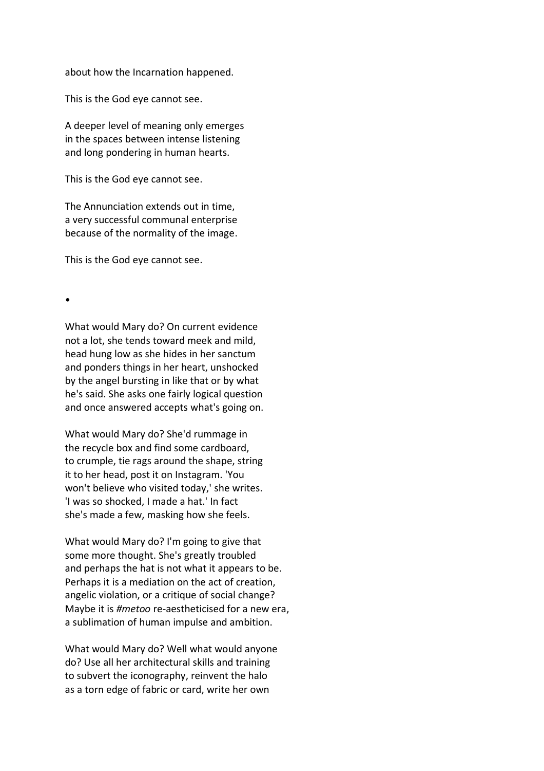about how the Incarnation happened.

This is the God eye cannot see.

A deeper level of meaning only emerges  
in the spaces between intense listening  
and long pondering in human hearts.

This is the God eye cannot see.

The Annunciation extends out in time,  
a very successful communal enterprise  
because of the normality of the image.

This is the God eye cannot see.

•

What would Mary do? On current evidence  
not a lot, she tends toward meek and mild,  
head hung low as she hides in her sanctum  
and ponders things in her heart, unshocked  
by the angel bursting in like that or by what  
he's said. She asks one fairly logical question  
and once answered accepts what's going on.

What would Mary do? She'd rummage in  
the recycle box and find some cardboard,  
to crumple, tie rags around the shape, string  
it to her head, post it on Instagram. 'You  
won't believe who visited today,' she writes.  
'I was so shocked, I made a hat.' In fact  
she's made a few, masking how she feels.

What would Mary do? I'm going to give that  
some more thought. She's greatly troubled  
and perhaps the hat is not what it appears to be.  
Perhaps it is a mediation on the act of creation,  
angelic violation, or a critique of social change?  
Maybe it is *#metoo* re-aestheticised for a new era,  
a sublimation of human impulse and ambition.

What would Mary do? Well what would anyone  
do? Use all her architectural skills and training  
to subvert the iconography, reinvent the halo  
as a torn edge of fabric or card, write her own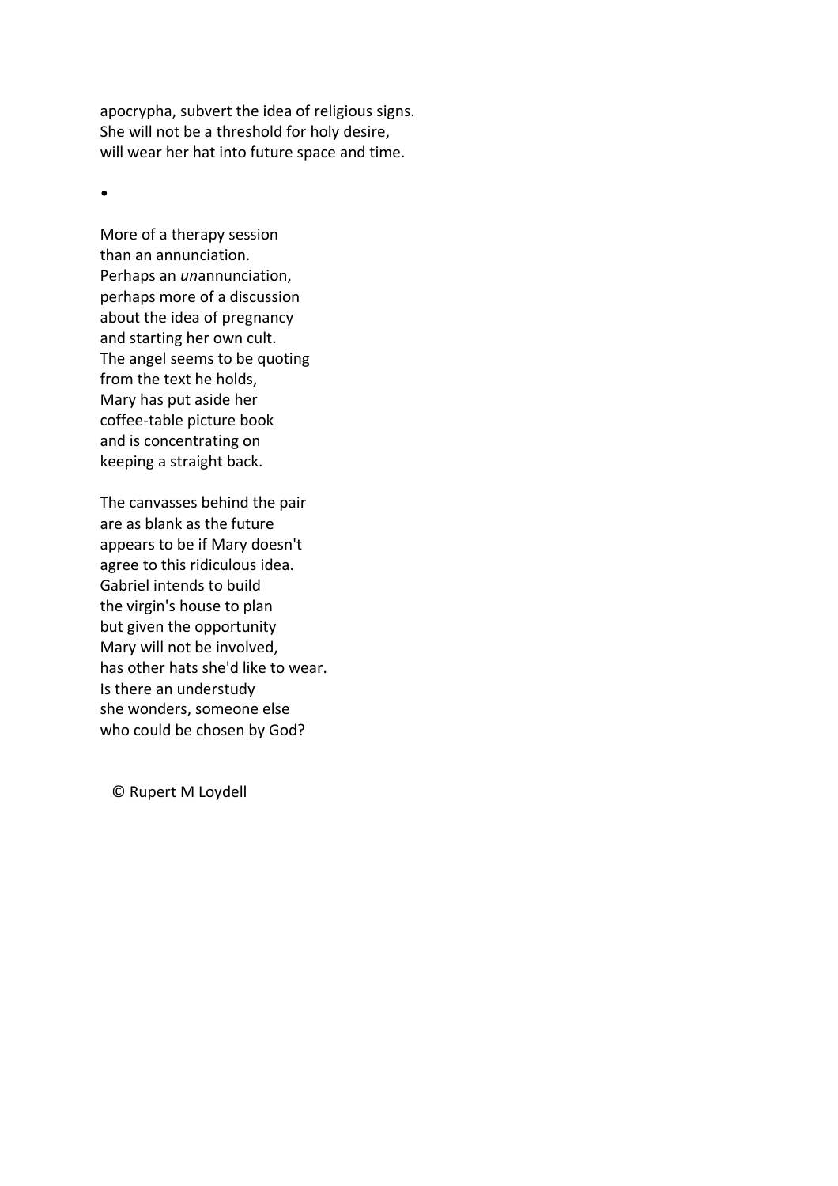apocrypha, subvert the idea of religious signs.
She will not be a threshold for holy desire,
will wear her hat into future space and time.

•

More of a therapy session
than an annunciation.
Perhaps an *un*annunciation,
perhaps more of a discussion
about the idea of pregnancy
and starting her own cult.
The angel seems to be quoting
from the text he holds,
Mary has put aside her
coffee-table picture book
and is concentrating on
keeping a straight back.

The canvasses behind the pair
are as blank as the future
appears to be if Mary doesn't
agree to this ridiculous idea.
Gabriel intends to build
the virgin's house to plan
but given the opportunity
Mary will not be involved,
has other hats she'd like to wear.
Is there an understudy
she wonders, someone else
who could be chosen by God?

© Rupert M Loydell